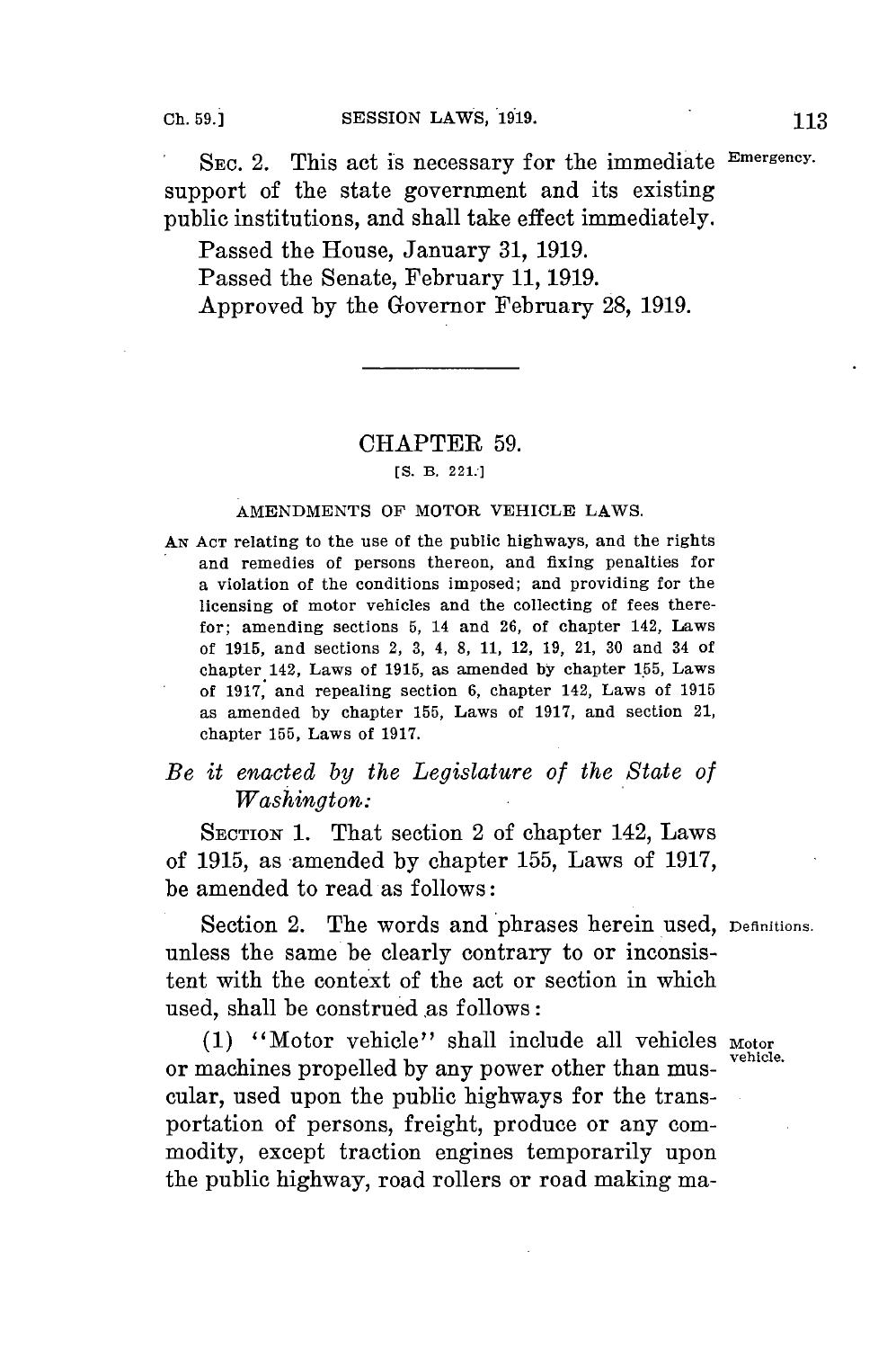SEC. 2. This act is necessary for the immediate support of the state government and its existing public institutions, and shall take effect immediately.

Emergency.

Passed the House, January 31, 1919.

Passed the Senate, February 11, 1919.

Approved by the Governor February 28, 1919.

---

## CHAPTER 59.

[S. B. 221.]

### AMENDMENTS OF MOTOR VEHICLE LAWS.

AN ACT relating to the use of the public highways, and the rights and remedies of persons thereon, and fixing penalties for a violation of the conditions imposed; and providing for the licensing of motor vehicles and the collecting of fees therefor; amending sections 5, 14 and 26, of chapter 142, Laws of 1915, and sections 2, 3, 4, 8, 11, 12, 19, 21, 30 and 34 of chapter 142, Laws of 1915, as amended by chapter 155, Laws of 1917, and repealing section 6, chapter 142, Laws of 1915 as amended by chapter 155, Laws of 1917, and section 21, chapter 155, Laws of 1917.

*Be it enacted by the Legislature of the State of Washington:*

SECTION 1. That section 2 of chapter 142, Laws of 1915, as amended by chapter 155, Laws of 1917, be amended to read as follows:

Section 2. The words and phrases herein used, unless the same be clearly contrary to or inconsistent with the context of the act or section in which used, shall be construed as follows:

Definitions.

(1) "Motor vehicle" shall include all vehicles or machines propelled by any power other than muscular, used upon the public highways for the transportation of persons, freight, produce or any commodity, except traction engines temporarily upon the public highway, road rollers or road making ma-

Motor vehicle.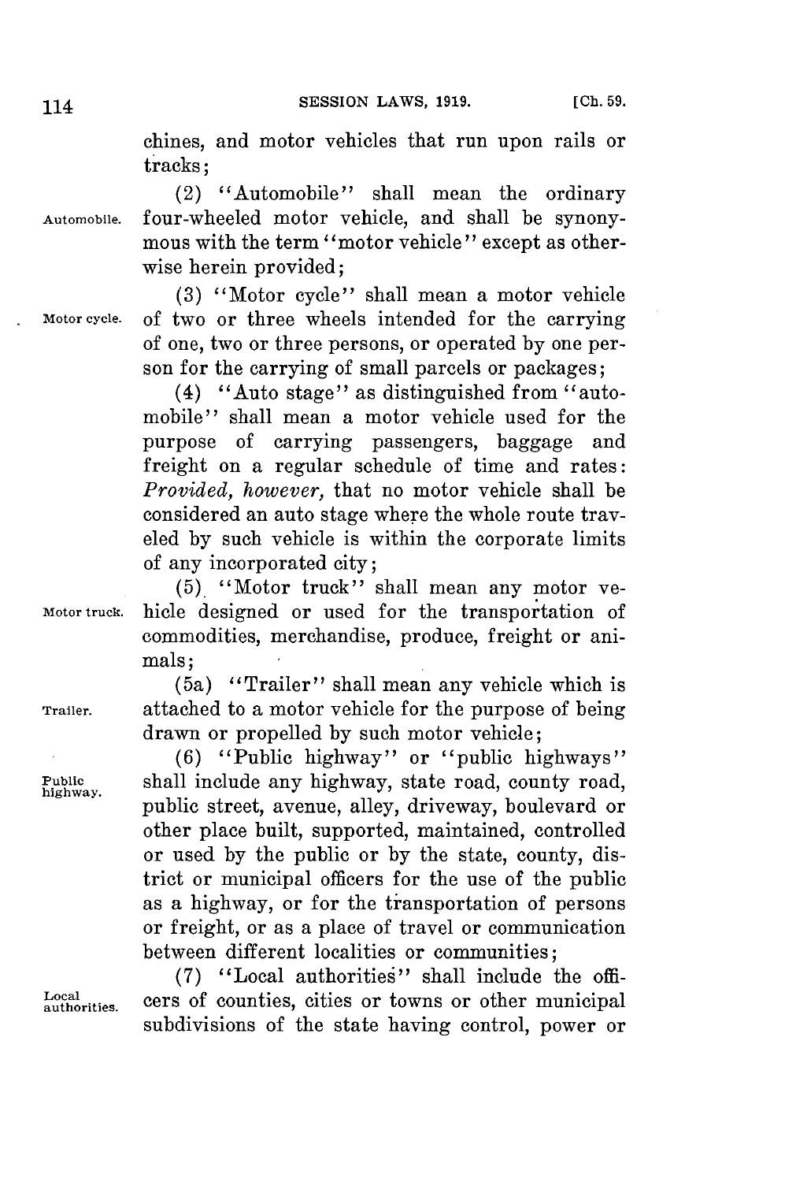chines, and motor vehicles that run upon rails or tracks;

(2) "Automobile" shall mean the ordinary four-wheeled motor vehicle, and shall be synonymous with the term "motor vehicle" except as otherwise herein provided;

(3) "Motor cycle" shall mean a motor vehicle of two or three wheels intended for the carrying of one, two or three persons, or operated by one person for the carrying of small parcels or packages;

(4) "Auto stage" as distinguished from "automobile" shall mean a motor vehicle used for the purpose of carrying passengers, baggage and freight on a regular schedule of time and rates: *Provided, however,* that no motor vehicle shall be considered an auto stage where the whole route traveled by such vehicle is within the corporate limits of any incorporated city;

(5) "Motor truck" shall mean any motor vehicle designed or used for the transportation of commodities, merchandise, produce, freight or animals;

(5a) "Trailer" shall mean any vehicle which is attached to a motor vehicle for the purpose of being drawn or propelled by such motor vehicle;

(6) "Public highway" or "public highways" shall include any highway, state road, county road, public street, avenue, alley, driveway, boulevard or other place built, supported, maintained, controlled or used by the public or by the state, county, district or municipal officers for the use of the public as a highway, or for the transportation of persons or freight, or as a place of travel or communication between different localities or communities;

(7) "Local authorities" shall include the officers of counties, cities or towns or other municipal subdivisions of the state having control, power or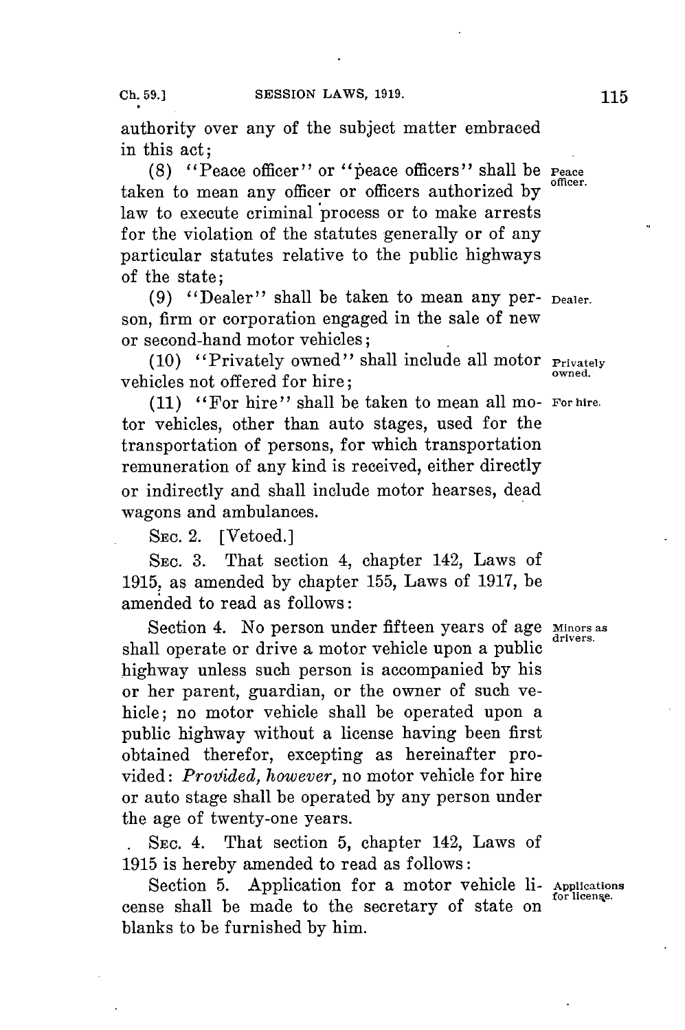authority over any of the subject matter embraced in this act;

(8) "Peace officer" or "peace officers" shall be taken to mean any officer or officers authorized by law to execute criminal process or to make arrests for the violation of the statutes generally or of any particular statutes relative to the public highways of the state;

(9) "Dealer" shall be taken to mean any person, firm or corporation engaged in the sale of new or second-hand motor vehicles;

(10) "Privately owned" shall include all motor vehicles not offered for hire;

(11) "For hire" shall be taken to mean all motor vehicles, other than auto stages, used for the transportation of persons, for which transportation remuneration of any kind is received, either directly or indirectly and shall include motor hearses, dead wagons and ambulances.

SEC. 2. [Vetoed.]

SEC. 3. That section 4, chapter 142, Laws of 1915, as amended by chapter 155, Laws of 1917, be amended to read as follows:

Section 4. No person under fifteen years of age shall operate or drive a motor vehicle upon a public highway unless such person is accompanied by his or her parent, guardian, or the owner of such vehicle; no motor vehicle shall be operated upon a public highway without a license having been first obtained therefor, excepting as hereinafter provided: *Provided, however,* no motor vehicle for hire or auto stage shall be operated by any person under the age of twenty-one years.

SEC. 4. That section 5, chapter 142, Laws of 1915 is hereby amended to read as follows:

Section 5. Application for a motor vehicle license shall be made to the secretary of state on blanks to be furnished by him.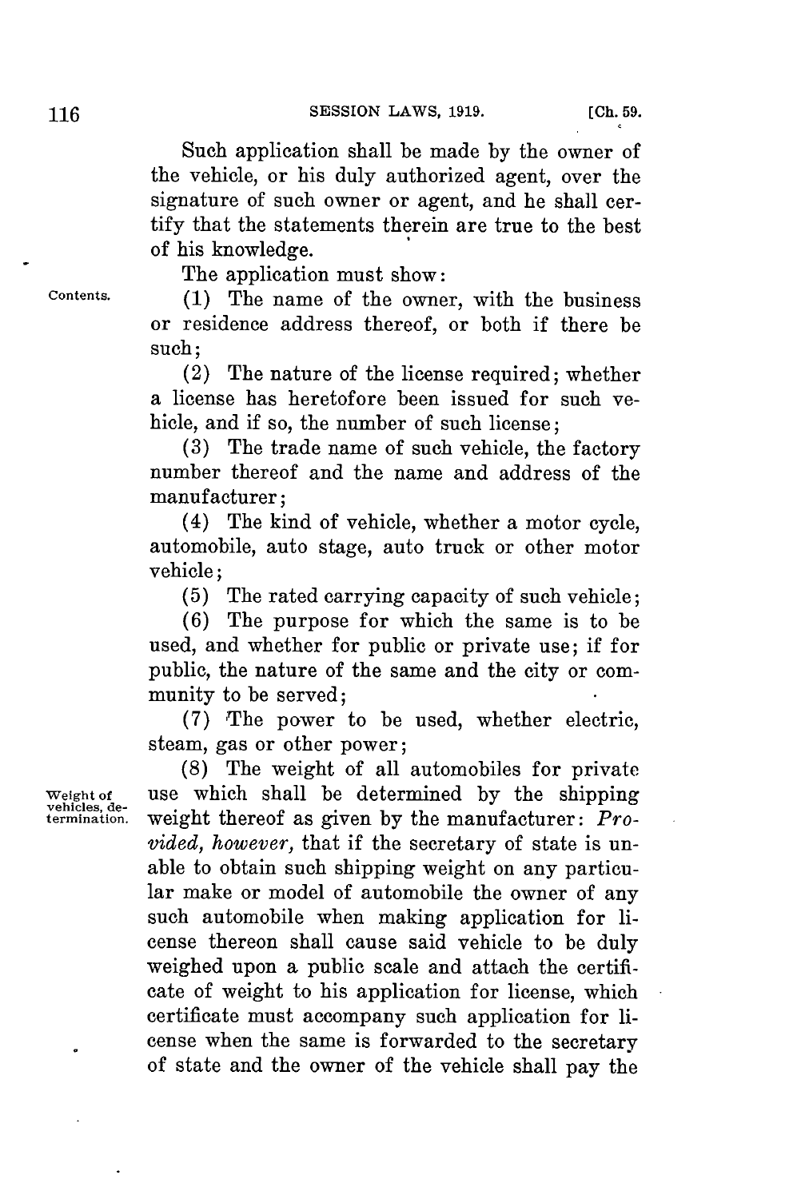Such application shall be made by the owner of the vehicle, or his duly authorized agent, over the signature of such owner or agent, and he shall certify that the statements therein are true to the best of his knowledge.

The application must show:

Contents.

(1) The name of the owner, with the business or residence address thereof, or both if there be such;

(2) The nature of the license required; whether a license has heretofore been issued for such vehicle, and if so, the number of such license;

(3) The trade name of such vehicle, the factory number thereof and the name and address of the manufacturer;

(4) The kind of vehicle, whether a motor cycle, automobile, auto stage, auto truck or other motor vehicle;

(5) The rated carrying capacity of such vehicle;

(6) The purpose for which the same is to be used, and whether for public or private use; if for public, the nature of the same and the city or community to be served;

(7) The power to be used, whether electric, steam, gas or other power;

Weight of vehicles, determination.

(8) The weight of all automobiles for private use which shall be determined by the shipping weight thereof as given by the manufacturer: *Provided, however*, that if the secretary of state is unable to obtain such shipping weight on any particular make or model of automobile the owner of any such automobile when making application for license thereon shall cause said vehicle to be duly weighed upon a public scale and attach the certificate of weight to his application for license, which certificate must accompany such application for license when the same is forwarded to the secretary of state and the owner of the vehicle shall pay the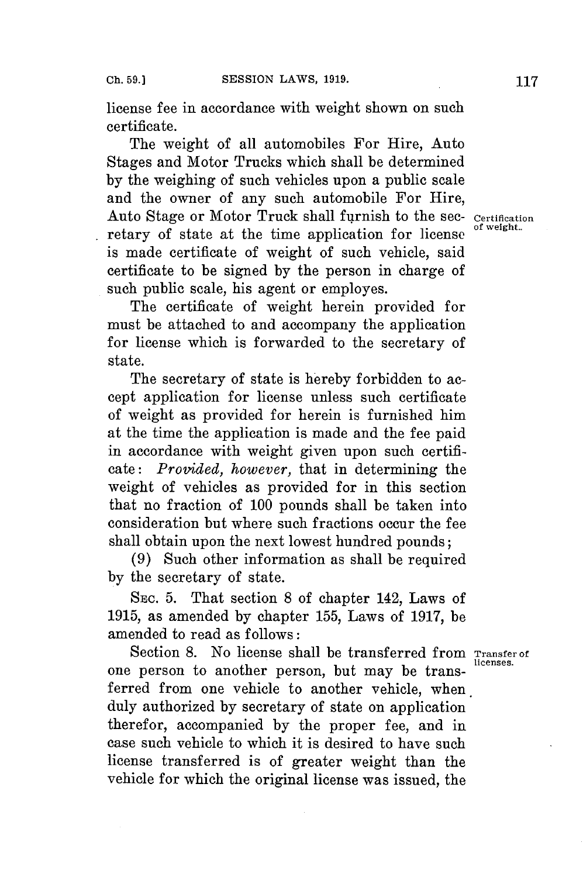license fee in accordance with weight shown on such certificate.

The weight of all automobiles For Hire, Auto Stages and Motor Trucks which shall be determined by the weighing of such vehicles upon a public scale and the owner of any such automobile For Hire, Auto Stage or Motor Truck shall furnish to the secretary of state at the time application for license is made certificate of weight of such vehicle, said certificate to be signed by the person in charge of such public scale, his agent or employes.

Certification of weight.

The certificate of weight herein provided for must be attached to and accompany the application for license which is forwarded to the secretary of state.

The secretary of state is hereby forbidden to accept application for license unless such certificate of weight as provided for herein is furnished him at the time the application is made and the fee paid in accordance with weight given upon such certificate: *Provided, however,* that in determining the weight of vehicles as provided for in this section that no fraction of 100 pounds shall be taken into consideration but where such fractions occur the fee shall obtain upon the next lowest hundred pounds;

(9) Such other information as shall be required by the secretary of state.

SEC. 5. That section 8 of chapter 142, Laws of 1915, as amended by chapter 155, Laws of 1917, be amended to read as follows:

Section 8. No license shall be transferred from one person to another person, but may be transferred from one vehicle to another vehicle, when duly authorized by secretary of state on application therefor, accompanied by the proper fee, and in case such vehicle to which it is desired to have such license transferred is of greater weight than the vehicle for which the original license was issued, the

Transfer of licenses.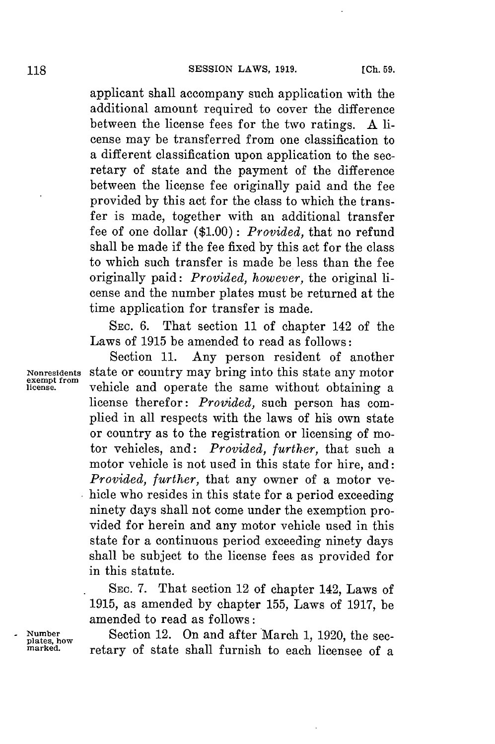applicant shall accompany such application with the additional amount required to cover the difference between the license fees for the two ratings. A license may be transferred from one classification to a different classification upon application to the secretary of state and the payment of the difference between the license fee originally paid and the fee provided by this act for the class to which the transfer is made, together with an additional transfer fee of one dollar ($1.00): *Provided,* that no refund shall be made if the fee fixed by this act for the class to which such transfer is made be less than the fee originally paid: *Provided, however,* the original license and the number plates must be returned at the time application for transfer is made.

SEC. 6. That section 11 of chapter 142 of the Laws of 1915 be amended to read as follows:

Nonresidents exempt from license.

Section 11. Any person resident of another state or country may bring into this state any motor vehicle and operate the same without obtaining a license therefor: *Provided,* such person has complied in all respects with the laws of his own state or country as to the registration or licensing of motor vehicles, and: *Provided, further,* that such a motor vehicle is not used in this state for hire, and: *Provided, further,* that any owner of a motor vehicle who resides in this state for a period exceeding ninety days shall not come under the exemption provided for herein and any motor vehicle used in this state for a continuous period exceeding ninety days shall be subject to the license fees as provided for in this statute.

SEC. 7. That section 12 of chapter 142, Laws of 1915, as amended by chapter 155, Laws of 1917, be amended to read as follows:

Number plates, how marked.

Section 12. On and after March 1, 1920, the secretary of state shall furnish to each licensee of a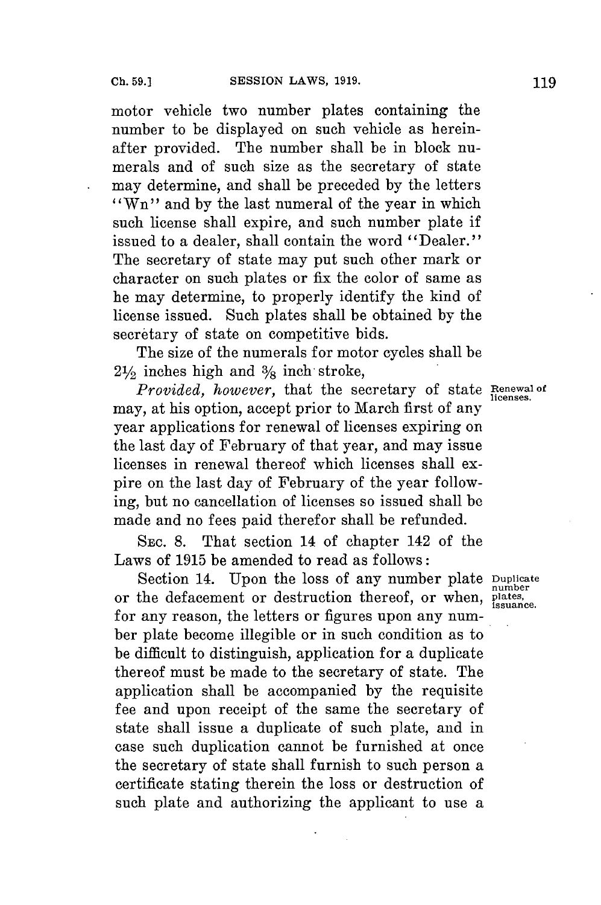motor vehicle two number plates containing the number to be displayed on such vehicle as hereinafter provided. The number shall be in block numerals and of such size as the secretary of state may determine, and shall be preceded by the letters "Wn" and by the last numeral of the year in which such license shall expire, and such number plate if issued to a dealer, shall contain the word "Dealer." The secretary of state may put such other mark or character on such plates or fix the color of same as he may determine, to properly identify the kind of license issued. Such plates shall be obtained by the secretary of state on competitive bids.

The size of the numerals for motor cycles shall be $2\frac{1}{2}$ inches high and $\frac{3}{8}$ inch stroke,

Renewal of licenses.

*Provided, however,* that the secretary of state may, at his option, accept prior to March first of any year applications for renewal of licenses expiring on the last day of February of that year, and may issue licenses in renewal thereof which licenses shall expire on the last day of February of the year following, but no cancellation of licenses so issued shall be made and no fees paid therefor shall be refunded.

SEC. 8. That section 14 of chapter 142 of the Laws of 1915 be amended to read as follows:

Duplicate number plates, issuance.

Section 14. Upon the loss of any number plate or the defacement or destruction thereof, or when, for any reason, the letters or figures upon any number plate become illegible or in such condition as to be difficult to distinguish, application for a duplicate thereof must be made to the secretary of state. The application shall be accompanied by the requisite fee and upon receipt of the same the secretary of state shall issue a duplicate of such plate, and in case such duplication cannot be furnished at once the secretary of state shall furnish to such person a certificate stating therein the loss or destruction of such plate and authorizing the applicant to use a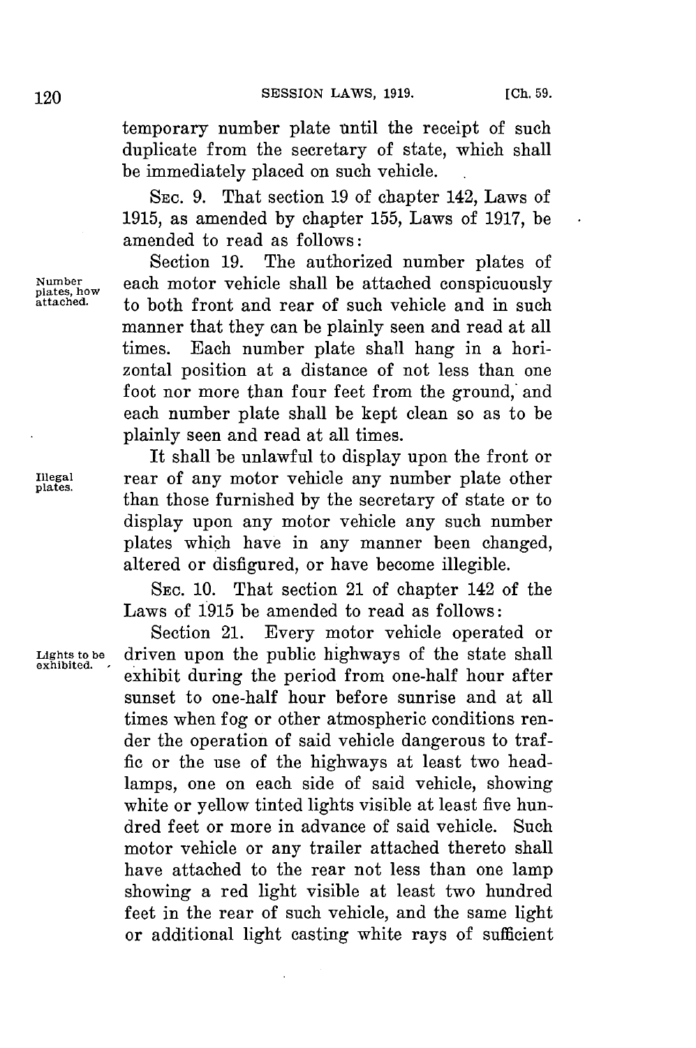temporary number plate until the receipt of such duplicate from the secretary of state, which shall be immediately placed on such vehicle.

SEC. 9. That section 19 of chapter 142, Laws of 1915, as amended by chapter 155, Laws of 1917, be amended to read as follows:

*Number plates, how attached.*

Section 19. The authorized number plates of each motor vehicle shall be attached conspicuously to both front and rear of such vehicle and in such manner that they can be plainly seen and read at all times. Each number plate shall hang in a horizontal position at a distance of not less than one foot nor more than four feet from the ground, and each number plate shall be kept clean so as to be plainly seen and read at all times.

*Illegal plates.*

It shall be unlawful to display upon the front or rear of any motor vehicle any number plate other than those furnished by the secretary of state or to display upon any motor vehicle any such number plates which have in any manner been changed, altered or disfigured, or have become illegible.

SEC. 10. That section 21 of chapter 142 of the Laws of 1915 be amended to read as follows:

*Lights to be exhibited.*

Section 21. Every motor vehicle operated or driven upon the public highways of the state shall exhibit during the period from one-half hour after sunset to one-half hour before sunrise and at all times when fog or other atmospheric conditions render the operation of said vehicle dangerous to traffic or the use of the highways at least two headlamps, one on each side of said vehicle, showing white or yellow tinted lights visible at least five hundred feet or more in advance of said vehicle. Such motor vehicle or any trailer attached thereto shall have attached to the rear not less than one lamp showing a red light visible at least two hundred feet in the rear of such vehicle, and the same light or additional light casting white rays of sufficient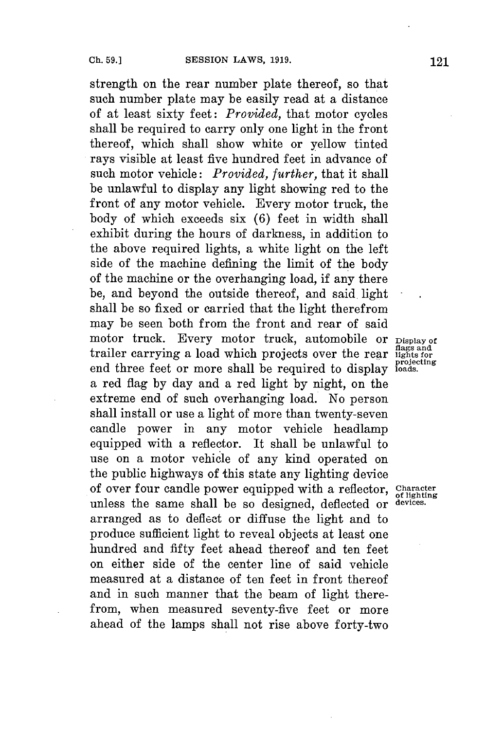strength on the rear number plate thereof, so that such number plate may be easily read at a distance of at least sixty feet: *Provided,* that motor cycles shall be required to carry only one light in the front thereof, which shall show white or yellow tinted rays visible at least five hundred feet in advance of such motor vehicle: *Provided, further,* that it shall be unlawful to display any light showing red to the front of any motor vehicle. Every motor truck, the body of which exceeds six (6) feet in width shall exhibit during the hours of darkness, in addition to the above required lights, a white light on the left side of the machine defining the limit of the body of the machine or the overhanging load, if any there be, and beyond the outside thereof, and said light shall be so fixed or carried that the light therefrom may be seen both from the front and rear of said motor truck. Every motor truck, automobile or trailer carrying a load which projects over the rear end three feet or more shall be required to display a red flag by day and a red light by night, on the extreme end of such overhanging load. No person shall install or use a light of more than twenty-seven candle power in any motor vehicle headlamp equipped with a reflector. It shall be unlawful to use on a motor vehicle of any kind operated on the public highways of this state any lighting device of over four candle power equipped with a reflector, unless the same shall be so designed, deflected or arranged as to deflect or diffuse the light and to produce sufficient light to reveal objects at least one hundred and fifty feet ahead thereof and ten feet on either side of the center line of said vehicle measured at a distance of ten feet in front thereof and in such manner that the beam of light therefrom, when measured seventy-five feet or more ahead of the lamps shall not rise above forty-two

*Display of flags and lights for projecting loads.*

*Character of lighting devices.*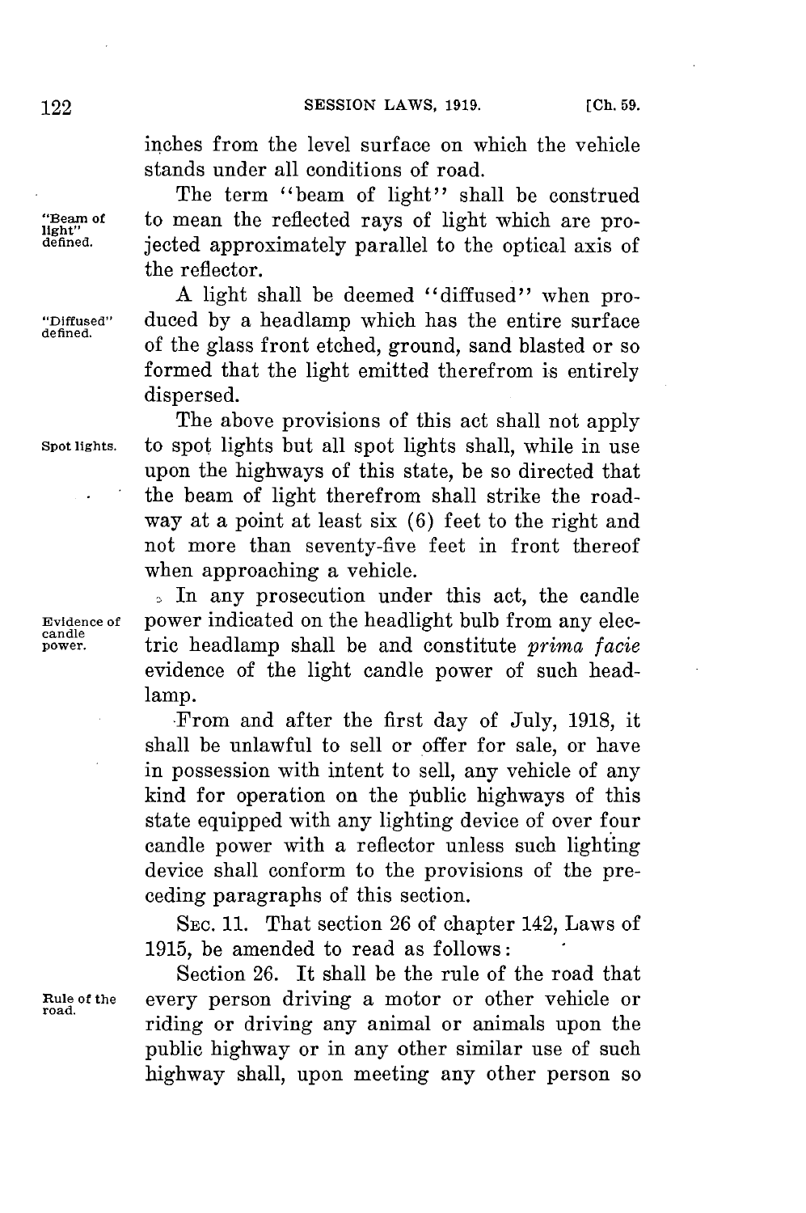inches from the level surface on which the vehicle stands under all conditions of road.

"Beam of light" defined. The term "beam of light" shall be construed to mean the reflected rays of light which are projected approximately parallel to the optical axis of the reflector.

"Diffused" defined. A light shall be deemed "diffused" when produced by a headlamp which has the entire surface of the glass front etched, ground, sand blasted or so formed that the light emitted therefrom is entirely dispersed.

Spot lights. The above provisions of this act shall not apply to spot lights but all spot lights shall, while in use upon the highways of this state, be so directed that the beam of light therefrom shall strike the roadway at a point at least six (6) feet to the right and not more than seventy-five feet in front thereof when approaching a vehicle.

Evidence of candle power. In any prosecution under this act, the candle power indicated on the headlight bulb from any electric headlamp shall be and constitute *prima facie* evidence of the light candle power of such headlamp.

From and after the first day of July, 1918, it shall be unlawful to sell or offer for sale, or have in possession with intent to sell, any vehicle of any kind for operation on the public highways of this state equipped with any lighting device of over four candle power with a reflector unless such lighting device shall conform to the provisions of the preceding paragraphs of this section.

SEC. 11. That section 26 of chapter 142, Laws of 1915, be amended to read as follows:

Rule of the road. Section 26. It shall be the rule of the road that every person driving a motor or other vehicle or riding or driving any animal or animals upon the public highway or in any other similar use of such highway shall, upon meeting any other person so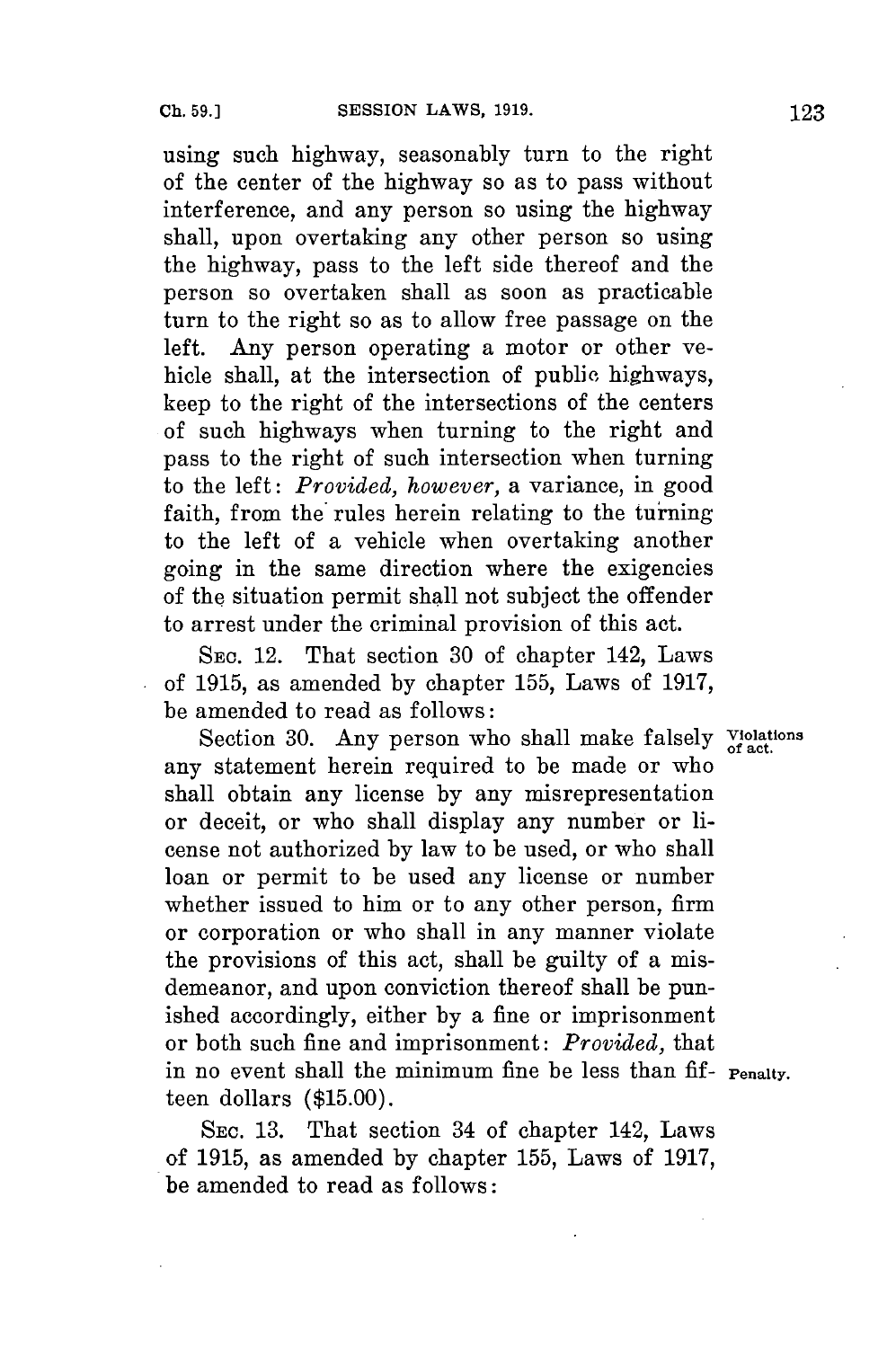using such highway, seasonably turn to the right of the center of the highway so as to pass without interference, and any person so using the highway shall, upon overtaking any other person so using the highway, pass to the left side thereof and the person so overtaken shall as soon as practicable turn to the right so as to allow free passage on the left. Any person operating a motor or other vehicle shall, at the intersection of public highways, keep to the right of the intersections of the centers of such highways when turning to the right and pass to the right of such intersection when turning to the left: *Provided, however,* a variance, in good faith, from the rules herein relating to the turning to the left of a vehicle when overtaking another going in the same direction where the exigencies of the situation permit shall not subject the offender to arrest under the criminal provision of this act.

SEC. 12. That section 30 of chapter 142, Laws of 1915, as amended by chapter 155, Laws of 1917, be amended to read as follows:

Violations of act.

Section 30. Any person who shall make falsely any statement herein required to be made or who shall obtain any license by any misrepresentation or deceit, or who shall display any number or license not authorized by law to be used, or who shall loan or permit to be used any license or number whether issued to him or to any other person, firm or corporation or who shall in any manner violate the provisions of this act, shall be guilty of a misdemeanor, and upon conviction thereof shall be punished accordingly, either by a fine or imprisonment or both such fine and imprisonment: *Provided,* that in no event shall the minimum fine be less than fifteen dollars ($15.00).

Penalty.

SEC. 13. That section 34 of chapter 142, Laws of 1915, as amended by chapter 155, Laws of 1917, be amended to read as follows: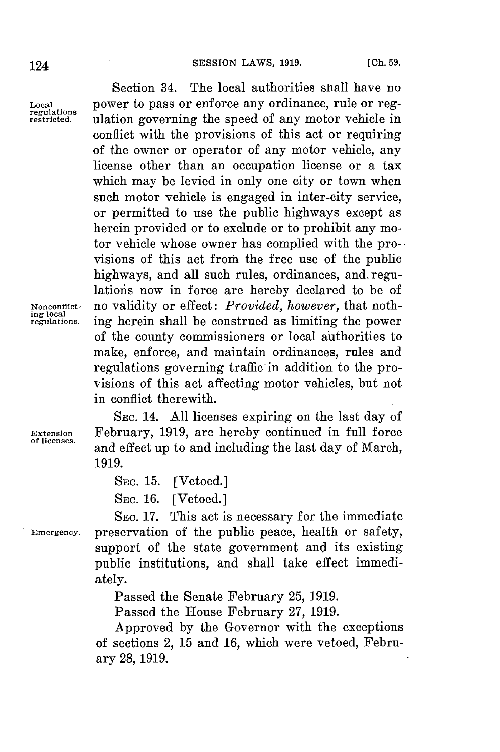Section 34. The local authorities shall have no power to pass or enforce any ordinance, rule or regulation governing the speed of any motor vehicle in conflict with the provisions of this act or requiring of the owner or operator of any motor vehicle, any license other than an occupation license or a tax which may be levied in only one city or town when such motor vehicle is engaged in inter-city service, or permitted to use the public highways except as herein provided or to exclude or to prohibit any motor vehicle whose owner has complied with the provisions of this act from the free use of the public highways, and all such rules, ordinances, and regulations now in force are hereby declared to be of no validity or effect: *Provided, however,* that nothing herein shall be construed as limiting the power of the county commissioners or local authorities to make, enforce, and maintain ordinances, rules and regulations governing traffic in addition to the provisions of this act affecting motor vehicles, but not in conflict therewith.

Local regulations restricted.

Nonconflicting local regulations.

SEC. 14. All licenses expiring on the last day of February, 1919, are hereby continued in full force and effect up to and including the last day of March, 1919.

Extension of licenses.

SEC. 15. [Vetoed.]

SEC. 16. [Vetoed.]

SEC. 17. This act is necessary for the immediate preservation of the public peace, health or safety, support of the state government and its existing public institutions, and shall take effect immediately.

Emergency.

Passed the Senate February 25, 1919.

Passed the House February 27, 1919.

Approved by the Governor with the exceptions of sections 2, 15 and 16, which were vetoed, February 28, 1919.